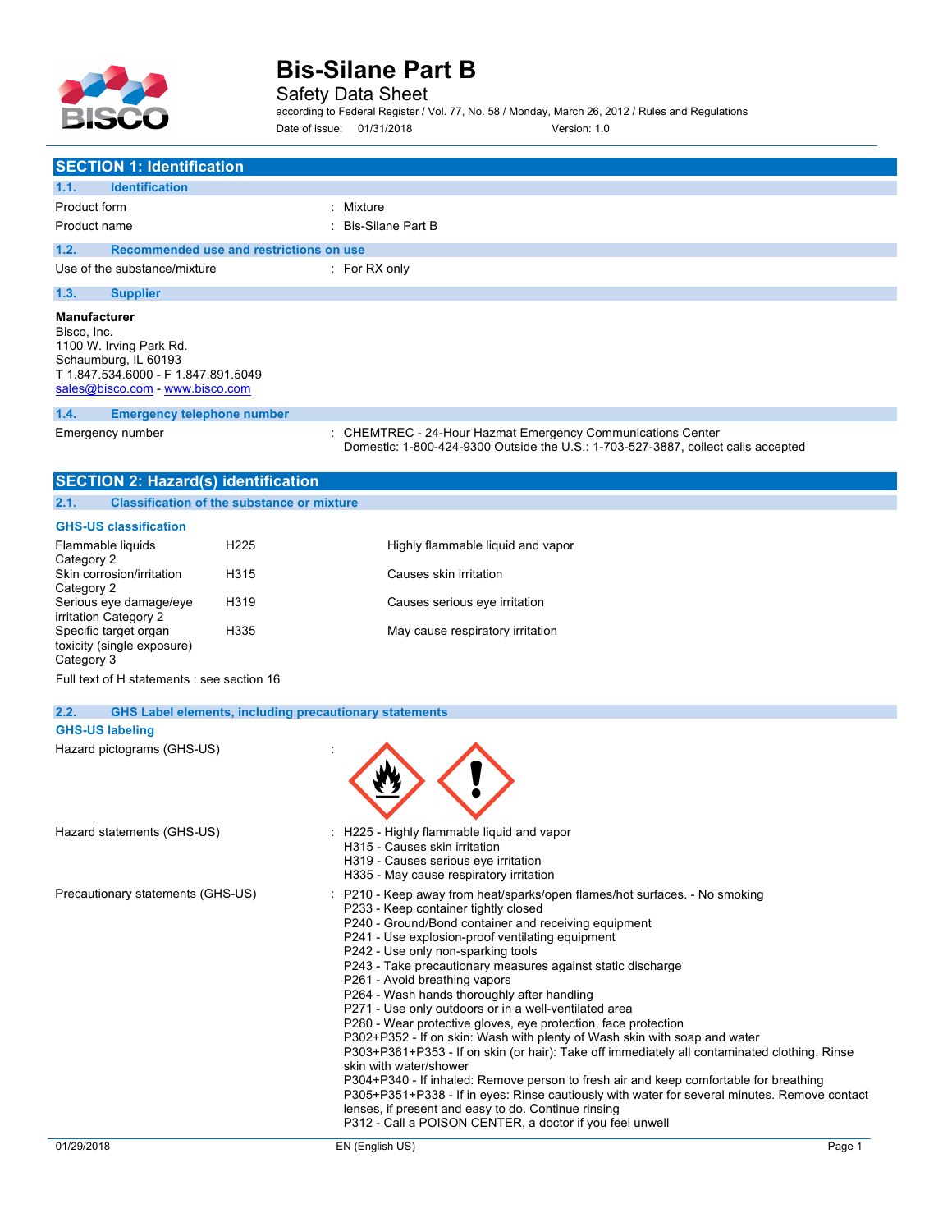# Bis-Silane Part B

Safety Data Sheet

according to Federal Register / Vol. 77, No. 58 / Monday, March 26, 2012 / Rules and Regulations

Date of issue: 01/31/2018 Version: 1.0

## SECTION 1: Identification

### 1.1. Identification

| | |
|---|---|
| Product form | : Mixture |
| Product name | : Bis-Silane Part B |

### 1.2. Recommended use and restrictions on use

| | |
|---|---|
| Use of the substance/mixture | : For RX only |

### 1.3. Supplier

**Manufacturer**
Bisco, Inc.
1100 W. Irving Park Rd.
Schaumburg, IL 60193
T 1.847.534.6000 - F 1.847.891.5049
sales@bisco.com - www.bisco.com

### 1.4. Emergency telephone number

| | |
|---|---|
| Emergency number | : CHEMTREC - 24-Hour Hazmat Emergency Communications Center Domestic: 1-800-424-9300 Outside the U.S.: 1-703-527-3887, collect calls accepted |

## SECTION 2: Hazard(s) identification

### 2.1. Classification of the substance or mixture

**GHS-US classification**

| | | |
|---|---|---|
| Flammable liquids Category 2 | H225 | Highly flammable liquid and vapor |
| Skin corrosion/irritation Category 2 | H315 | Causes skin irritation |
| Serious eye damage/eye irritation Category 2 | H319 | Causes serious eye irritation |
| Specific target organ toxicity (single exposure) Category 3 | H335 | May cause respiratory irritation |

Full text of H statements : see section 16

### 2.2. GHS Label elements, including precautionary statements

**GHS-US labeling**

Hazard pictograms (GHS-US) :

Hazard statements (GHS-US) :
H225 - Highly flammable liquid and vapor
H315 - Causes skin irritation
H319 - Causes serious eye irritation
H335 - May cause respiratory irritation

Precautionary statements (GHS-US) :
P210 - Keep away from heat/sparks/open flames/hot surfaces. - No smoking
P233 - Keep container tightly closed
P240 - Ground/Bond container and receiving equipment
P241 - Use explosion-proof ventilating equipment
P242 - Use only non-sparking tools
P243 - Take precautionary measures against static discharge
P261 - Avoid breathing vapors
P264 - Wash hands thoroughly after handling
P271 - Use only outdoors or in a well-ventilated area
P280 - Wear protective gloves, eye protection, face protection
P302+P352 - If on skin: Wash with plenty of Wash skin with soap and water
P303+P361+P353 - If on skin (or hair): Take off immediately all contaminated clothing. Rinse skin with water/shower
P304+P340 - If inhaled: Remove person to fresh air and keep comfortable for breathing
P305+P351+P338 - If in eyes: Rinse cautiously with water for several minutes. Remove contact lenses, if present and easy to do. Continue rinsing
P312 - Call a POISON CENTER, a doctor if you feel unwell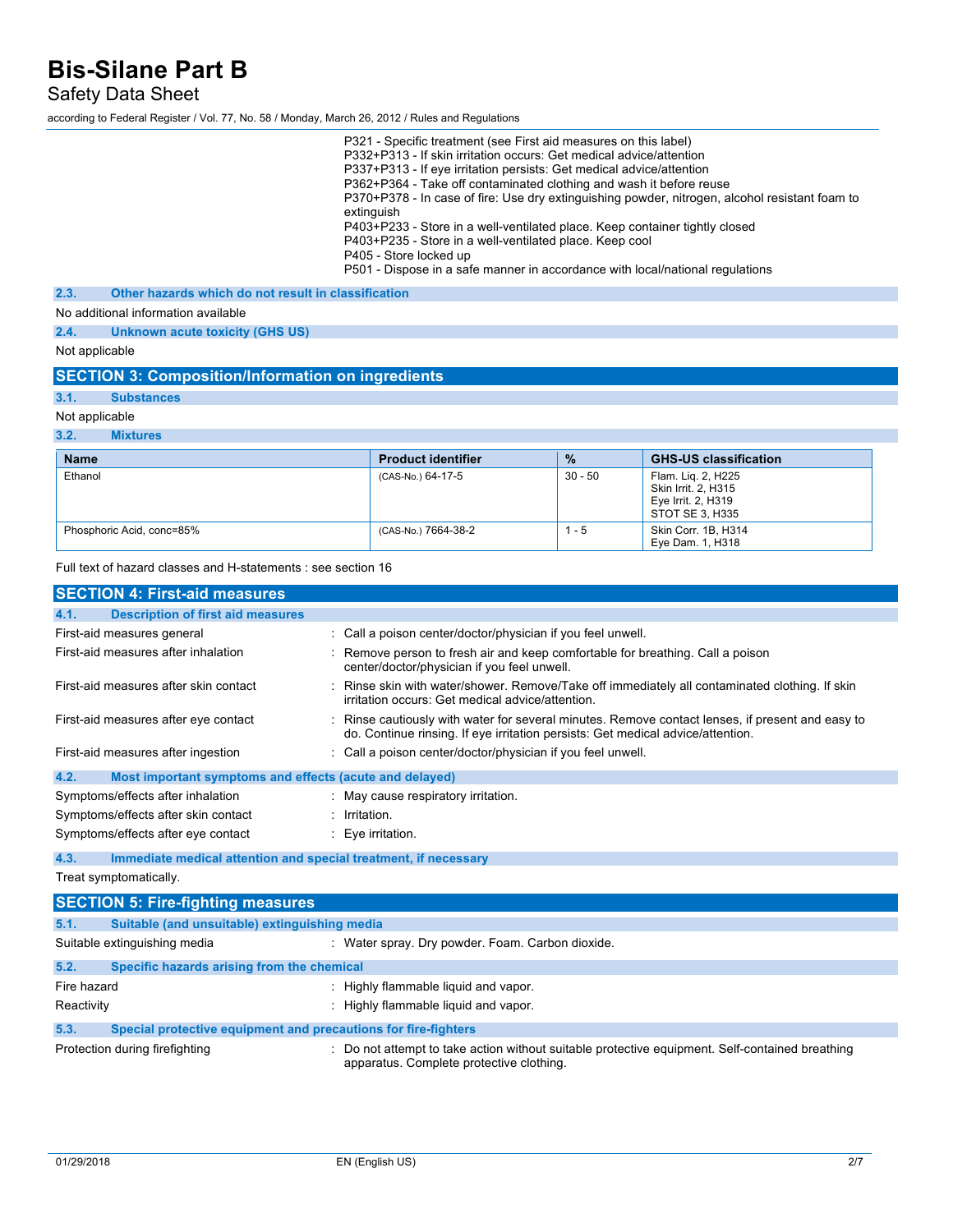P321 - Specific treatment (see First aid measures on this label)
P332+P313 - If skin irritation occurs: Get medical advice/attention
P337+P313 - If eye irritation persists: Get medical advice/attention
P362+P364 - Take off contaminated clothing and wash it before reuse
P370+P378 - In case of fire: Use dry extinguishing powder, nitrogen, alcohol resistant foam to extinguish
P403+P233 - Store in a well-ventilated place. Keep container tightly closed
P403+P235 - Store in a well-ventilated place. Keep cool
P405 - Store locked up
P501 - Dispose in a safe manner in accordance with local/national regulations

### 2.3. Other hazards which do not result in classification

No additional information available

### 2.4. Unknown acute toxicity (GHS US)

Not applicable

## SECTION 3: Composition/Information on ingredients

### 3.1. Substances

Not applicable

### 3.2. Mixtures

| Name | Product identifier | % | GHS-US classification |
|---|---|---|---|
| Ethanol | (CAS-No.) 64-17-5 | 30 - 50 | Flam. Liq. 2, H225<br>Skin Irrit. 2, H315<br>Eye Irrit. 2, H319<br>STOT SE 3, H335 |
| Phosphoric Acid, conc=85% | (CAS-No.) 7664-38-2 | 1 - 5 | Skin Corr. 1B, H314<br>Eye Dam. 1, H318 |

Full text of hazard classes and H-statements : see section 16

## SECTION 4: First-aid measures

### 4.1. Description of first aid measures

First-aid measures general : Call a poison center/doctor/physician if you feel unwell.

First-aid measures after inhalation : Remove person to fresh air and keep comfortable for breathing. Call a poison center/doctor/physician if you feel unwell.

First-aid measures after skin contact : Rinse skin with water/shower. Remove/Take off immediately all contaminated clothing. If skin irritation occurs: Get medical advice/attention.

First-aid measures after eye contact : Rinse cautiously with water for several minutes. Remove contact lenses, if present and easy to do. Continue rinsing. If eye irritation persists: Get medical advice/attention.

First-aid measures after ingestion : Call a poison center/doctor/physician if you feel unwell.

### 4.2. Most important symptoms and effects (acute and delayed)

Symptoms/effects after inhalation : May cause respiratory irritation.

Symptoms/effects after skin contact : Irritation.

Symptoms/effects after eye contact : Eye irritation.

### 4.3. Immediate medical attention and special treatment, if necessary

Treat symptomatically.

## SECTION 5: Fire-fighting measures

### 5.1. Suitable (and unsuitable) extinguishing media

Suitable extinguishing media : Water spray. Dry powder. Foam. Carbon dioxide.

### 5.2. Specific hazards arising from the chemical

Fire hazard : Highly flammable liquid and vapor.

Reactivity : Highly flammable liquid and vapor.

### 5.3. Special protective equipment and precautions for fire-fighters

Protection during firefighting : Do not attempt to take action without suitable protective equipment. Self-contained breathing apparatus. Complete protective clothing.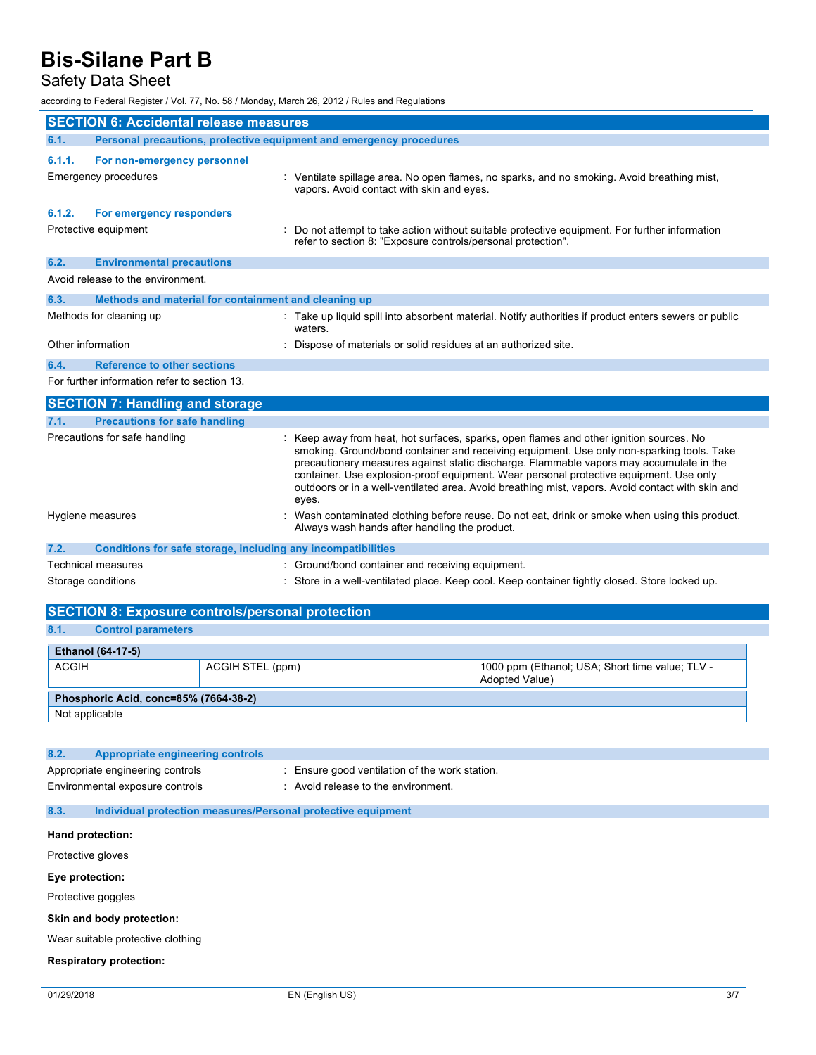## SECTION 6: Accidental release measures

### 6.1. Personal precautions, protective equipment and emergency procedures

#### 6.1.1. For non-emergency personnel

Emergency procedures : Ventilate spillage area. No open flames, no sparks, and no smoking. Avoid breathing mist, vapors. Avoid contact with skin and eyes.

#### 6.1.2. For emergency responders

Protective equipment : Do not attempt to take action without suitable protective equipment. For further information refer to section 8: "Exposure controls/personal protection".

### 6.2. Environmental precautions

Avoid release to the environment.

### 6.3. Methods and material for containment and cleaning up

Methods for cleaning up : Take up liquid spill into absorbent material. Notify authorities if product enters sewers or public waters.

Other information : Dispose of materials or solid residues at an authorized site.

### 6.4. Reference to other sections

For further information refer to section 13.

## SECTION 7: Handling and storage

### 7.1. Precautions for safe handling

Precautions for safe handling : Keep away from heat, hot surfaces, sparks, open flames and other ignition sources. No smoking. Ground/bond container and receiving equipment. Use only non-sparking tools. Take precautionary measures against static discharge. Flammable vapors may accumulate in the container. Use explosion-proof equipment. Wear personal protective equipment. Use only outdoors or in a well-ventilated area. Avoid breathing mist, vapors. Avoid contact with skin and eyes.

Hygiene measures : Wash contaminated clothing before reuse. Do not eat, drink or smoke when using this product. Always wash hands after handling the product.

### 7.2. Conditions for safe storage, including any incompatibilities

Technical measures : Ground/bond container and receiving equipment.

Storage conditions : Store in a well-ventilated place. Keep cool. Keep container tightly closed. Store locked up.

## SECTION 8: Exposure controls/personal protection

### 8.1. Control parameters

| Ethanol (64-17-5) | | |
|---|---|---|
| ACGIH | ACGIH STEL (ppm) | 1000 ppm (Ethanol; USA; Short time value; TLV - Adopted Value) |
| **Phosphoric Acid, conc=85% (7664-38-2)** | | |
| Not applicable | | |

### 8.2. Appropriate engineering controls

Appropriate engineering controls : Ensure good ventilation of the work station.

Environmental exposure controls : Avoid release to the environment.

### 8.3. Individual protection measures/Personal protective equipment

**Hand protection:**

Protective gloves

**Eye protection:**

Protective goggles

**Skin and body protection:**

Wear suitable protective clothing

**Respiratory protection:**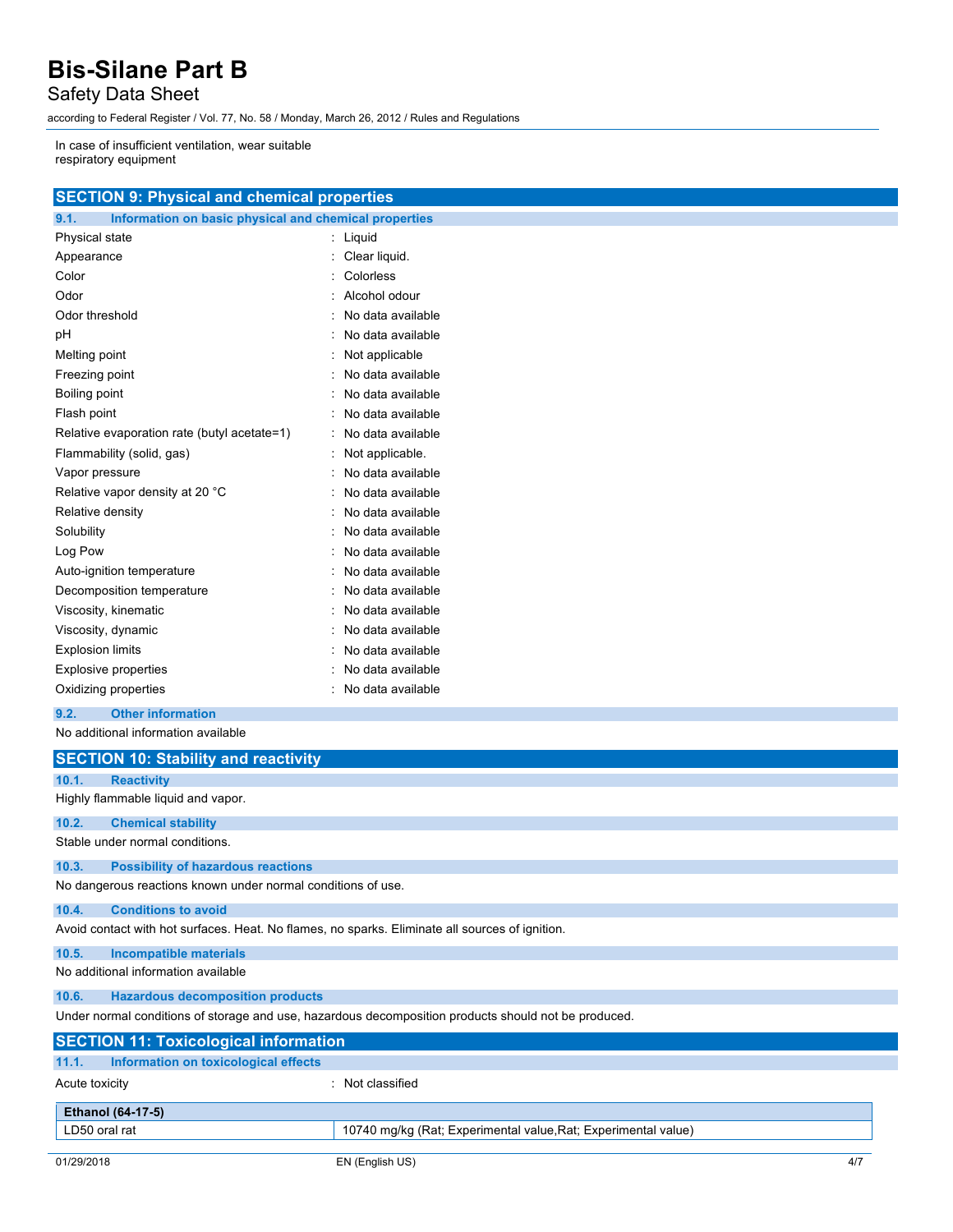In case of insufficient ventilation, wear suitable respiratory equipment

## SECTION 9: Physical and chemical properties

### 9.1. Information on basic physical and chemical properties

| | |
|---|---|
| Physical state | : Liquid |
| Appearance | : Clear liquid. |
| Color | : Colorless |
| Odor | : Alcohol odour |
| Odor threshold | : No data available |
| pH | : No data available |
| Melting point | : Not applicable |
| Freezing point | : No data available |
| Boiling point | : No data available |
| Flash point | : No data available |
| Relative evaporation rate (butyl acetate=1) | : No data available |
| Flammability (solid, gas) | : Not applicable. |
| Vapor pressure | : No data available |
| Relative vapor density at 20 °C | : No data available |
| Relative density | : No data available |
| Solubility | : No data available |
| Log Pow | : No data available |
| Auto-ignition temperature | : No data available |
| Decomposition temperature | : No data available |
| Viscosity, kinematic | : No data available |
| Viscosity, dynamic | : No data available |
| Explosion limits | : No data available |
| Explosive properties | : No data available |
| Oxidizing properties | : No data available |

### 9.2. Other information

No additional information available

## SECTION 10: Stability and reactivity

### 10.1. Reactivity

Highly flammable liquid and vapor.

### 10.2. Chemical stability

Stable under normal conditions.

### 10.3. Possibility of hazardous reactions

No dangerous reactions known under normal conditions of use.

### 10.4. Conditions to avoid

Avoid contact with hot surfaces. Heat. No flames, no sparks. Eliminate all sources of ignition.

### 10.5. Incompatible materials

No additional information available

### 10.6. Hazardous decomposition products

Under normal conditions of storage and use, hazardous decomposition products should not be produced.

## SECTION 11: Toxicological information

### 11.1. Information on toxicological effects

Acute toxicity : Not classified

| **Ethanol (64-17-5)** | |
|---|---|
| LD50 oral rat | 10740 mg/kg (Rat; Experimental value,Rat; Experimental value) |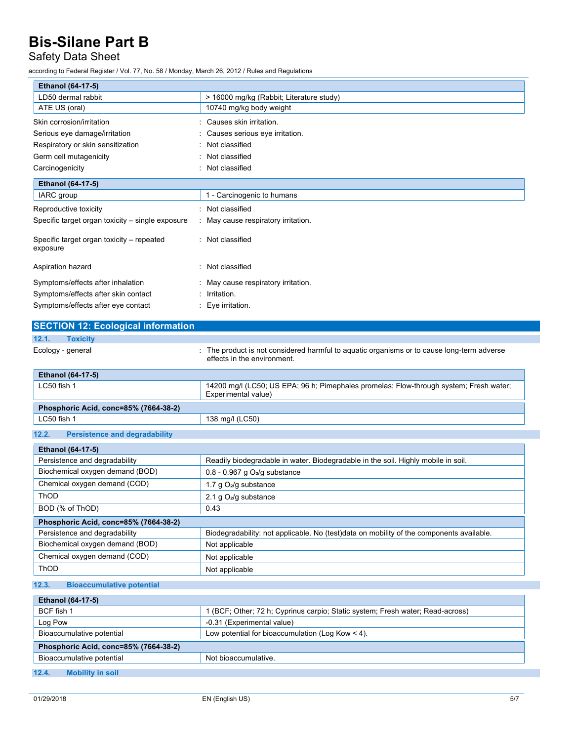| Ethanol (64-17-5) | |
|---|---|
| LD50 dermal rabbit | > 16000 mg/kg (Rabbit; Literature study) |
| ATE US (oral) | 10740 mg/kg body weight |

Skin corrosion/irritation : Causes skin irritation.

Serious eye damage/irritation : Causes serious eye irritation.

Respiratory or skin sensitization : Not classified

Germ cell mutagenicity : Not classified

Carcinogenicity : Not classified

| Ethanol (64-17-5) | |
|---|---|
| IARC group | 1 - Carcinogenic to humans |

Reproductive toxicity : Not classified

Specific target organ toxicity – single exposure : May cause respiratory irritation.

Specific target organ toxicity – repeated exposure : Not classified

Aspiration hazard : Not classified

Symptoms/effects after inhalation : May cause respiratory irritation.

Symptoms/effects after skin contact : Irritation.

Symptoms/effects after eye contact : Eye irritation.

## SECTION 12: Ecological information

### 12.1. Toxicity

Ecology - general : The product is not considered harmful to aquatic organisms or to cause long-term adverse effects in the environment.

| Ethanol (64-17-5) | |
|---|---|
| LC50 fish 1 | 14200 mg/l (LC50; US EPA; 96 h; Pimephales promelas; Flow-through system; Fresh water; Experimental value) |
| **Phosphoric Acid, conc=85% (7664-38-2)** | |
| LC50 fish 1 | 138 mg/l (LC50) |

### 12.2. Persistence and degradability

| Ethanol (64-17-5) | |
|---|---|
| Persistence and degradability | Readily biodegradable in water. Biodegradable in the soil. Highly mobile in soil. |
| Biochemical oxygen demand (BOD) | 0.8 - 0.967 g $O_2$/g substance |
| Chemical oxygen demand (COD) | 1.7 g $O_2$/g substance |
| ThOD | 2.1 g $O_2$/g substance |
| BOD (% of ThOD) | 0.43 |
| **Phosphoric Acid, conc=85% (7664-38-2)** | |
| Persistence and degradability | Biodegradability: not applicable. No (test)data on mobility of the components available. |
| Biochemical oxygen demand (BOD) | Not applicable |
| Chemical oxygen demand (COD) | Not applicable |
| ThOD | Not applicable |

### 12.3. Bioaccumulative potential

| Ethanol (64-17-5) | |
|---|---|
| BCF fish 1 | 1 (BCF; Other; 72 h; Cyprinus carpio; Static system; Fresh water; Read-across) |
| Log Pow | -0.31 (Experimental value) |
| Bioaccumulative potential | Low potential for bioaccumulation (Log Kow < 4). |
| **Phosphoric Acid, conc=85% (7664-38-2)** | |
| Bioaccumulative potential | Not bioaccumulative. |

### 12.4. Mobility in soil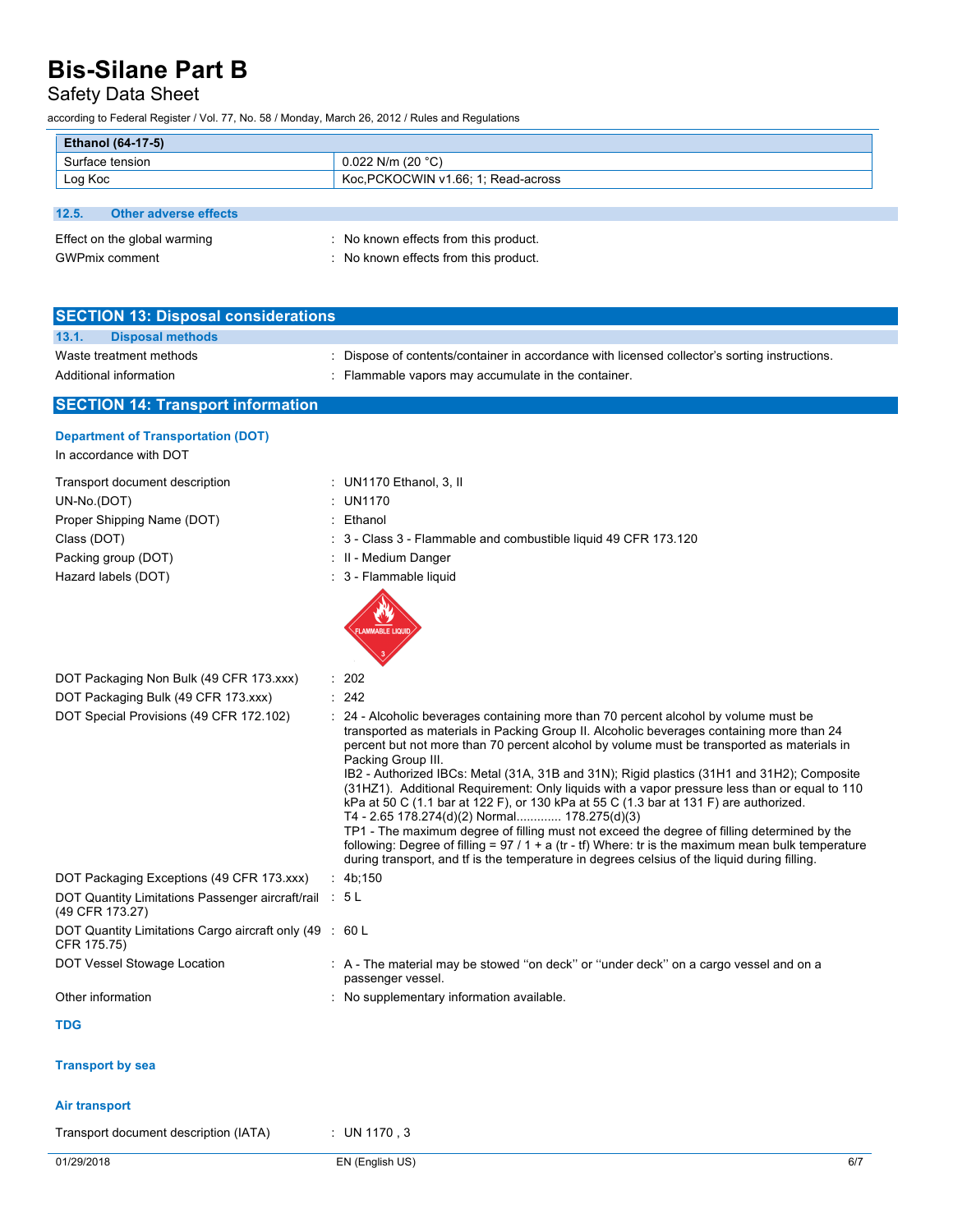| Ethanol (64-17-5) | |
|---|---|
| Surface tension | 0.022 N/m (20 °C) |
| Log Koc | Koc,PCKOCWIN v1.66; 1; Read-across |

### 12.5. Other adverse effects

Effect on the global warming : No known effects from this product.

GWPmix comment : No known effects from this product.

## SECTION 13: Disposal considerations

### 13.1. Disposal methods

Waste treatment methods : Dispose of contents/container in accordance with licensed collector's sorting instructions.

Additional information : Flammable vapors may accumulate in the container.

## SECTION 14: Transport information

### Department of Transportation (DOT)

In accordance with DOT

Transport document description : UN1170 Ethanol, 3, II

UN-No.(DOT) : UN1170

Proper Shipping Name (DOT) : Ethanol

Class (DOT) : 3 - Class 3 - Flammable and combustible liquid 49 CFR 173.120

Packing group (DOT) : II - Medium Danger

Hazard labels (DOT) : 3 - Flammable liquid

DOT Packaging Non Bulk (49 CFR 173.xxx) : 202

DOT Packaging Bulk (49 CFR 173.xxx) : 242

DOT Special Provisions (49 CFR 172.102) : 24 - Alcoholic beverages containing more than 70 percent alcohol by volume must be transported as materials in Packing Group II. Alcoholic beverages containing more than 24 percent but not more than 70 percent alcohol by volume must be transported as materials in Packing Group III.
IB2 - Authorized IBCs: Metal (31A, 31B and 31N); Rigid plastics (31H1 and 31H2); Composite (31HZ1). Additional Requirement: Only liquids with a vapor pressure less than or equal to 110 kPa at 50 C (1.1 bar at 122 F), or 130 kPa at 55 C (1.3 bar at 131 F) are authorized.
T4 - 2.65 178.274(d)(2) Normal............ 178.275(d)(3)
TP1 - The maximum degree of filling must not exceed the degree of filling determined by the following: Degree of filling = 97 / 1 + a (tr - tf) Where: tr is the maximum mean bulk temperature during transport, and tf is the temperature in degrees celsius of the liquid during filling.

DOT Packaging Exceptions (49 CFR 173.xxx) : 4b;150

DOT Quantity Limitations Passenger aircraft/rail (49 CFR 173.27) : 5 L

DOT Quantity Limitations Cargo aircraft only (49 CFR 175.75) : 60 L

DOT Vessel Stowage Location : A - The material may be stowed "on deck" or "under deck" on a cargo vessel and on a passenger vessel.

Other information : No supplementary information available.

### TDG

### Transport by sea

### Air transport

Transport document description (IATA) : UN 1170 , 3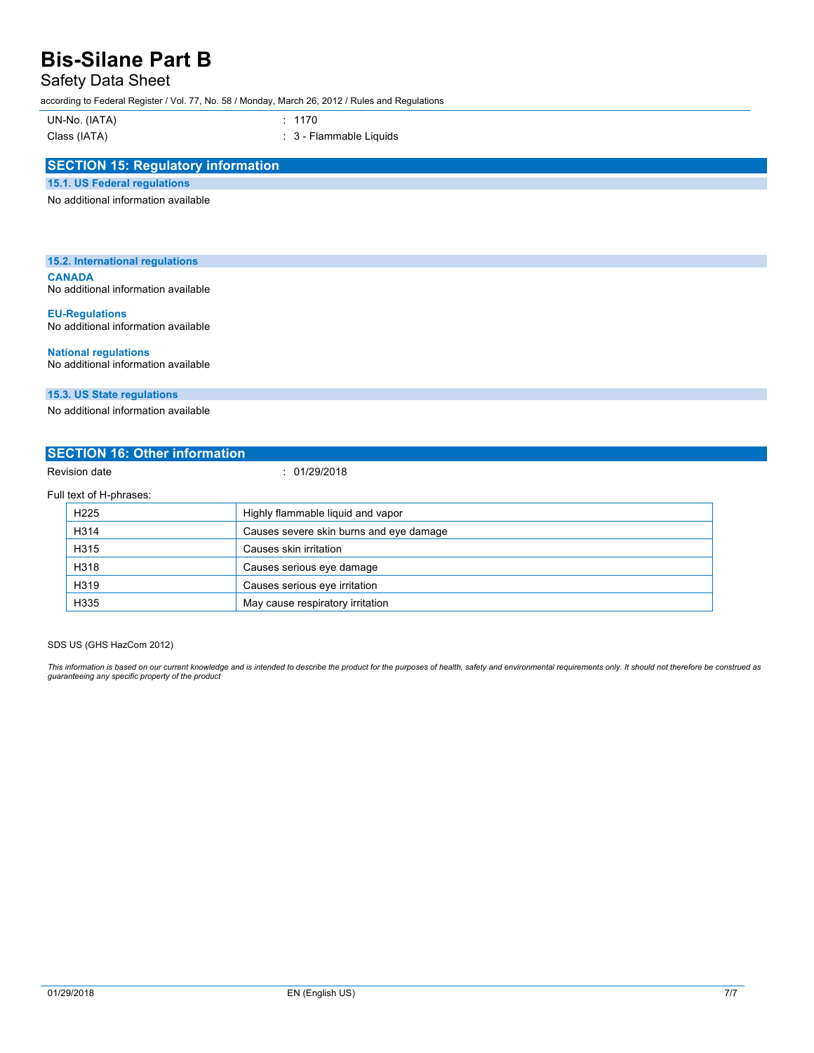UN-No. (IATA) : 1170

Class (IATA) : 3 - Flammable Liquids

## SECTION 15: Regulatory information

### 15.1. US Federal regulations

No additional information available

### 15.2. International regulations

**CANADA**

No additional information available

**EU-Regulations**

No additional information available

**National regulations**

No additional information available

### 15.3. US State regulations

No additional information available

## SECTION 16: Other information

Revision date : 01/29/2018

Full text of H-phrases:

| | |
|---|---|
| H225 | Highly flammable liquid and vapor |
| H314 | Causes severe skin burns and eye damage |
| H315 | Causes skin irritation |
| H318 | Causes serious eye damage |
| H319 | Causes serious eye irritation |
| H335 | May cause respiratory irritation |

SDS US (GHS HazCom 2012)

*This information is based on our current knowledge and is intended to describe the product for the purposes of health, safety and environmental requirements only. It should not therefore be construed as guaranteeing any specific property of the product*